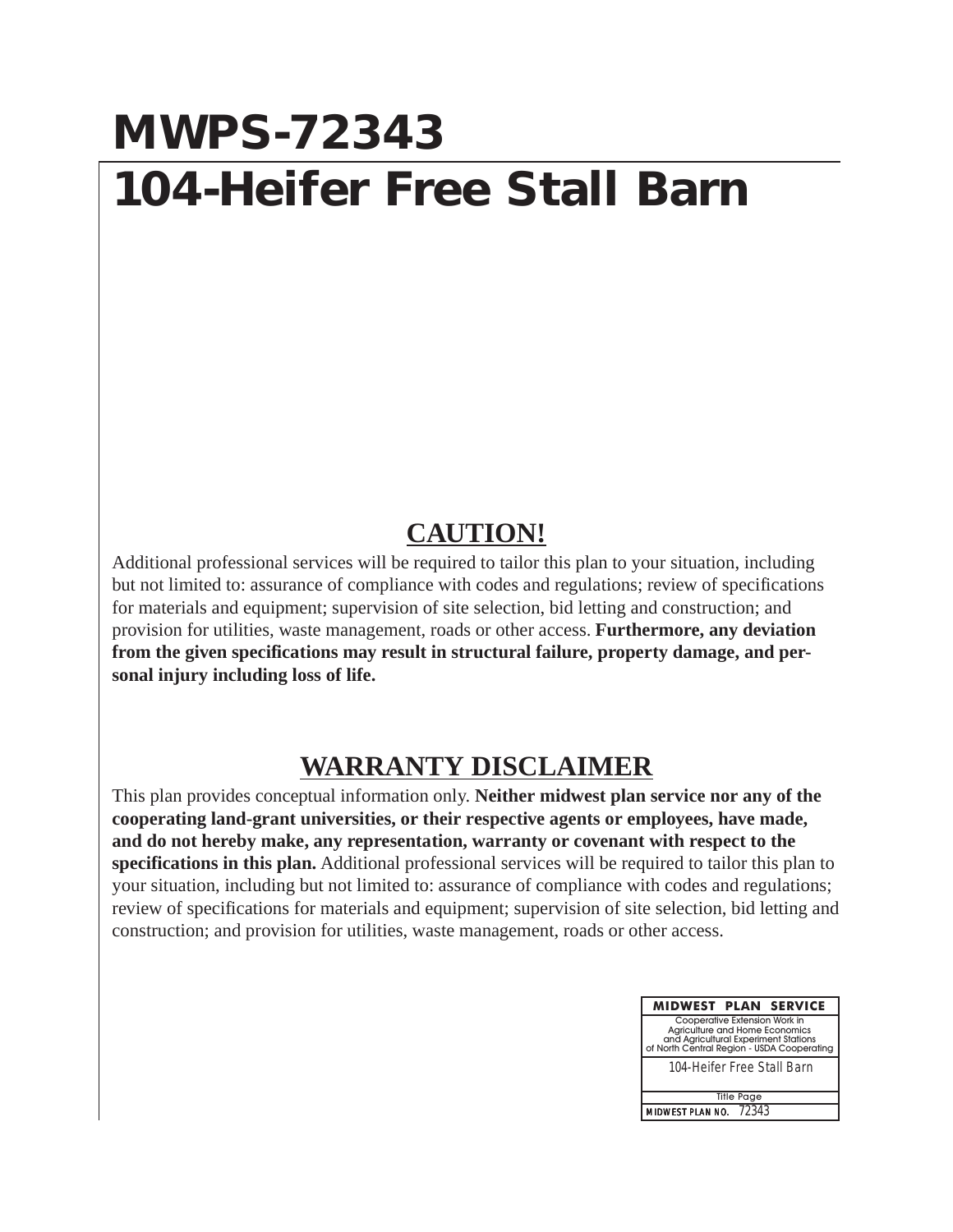# MWPS-72343

# 104-Heifer Free Stall Barn

## CAUTION!

Additional professional services will be required to tailor this plan to your situation, including but not limited to: assurance of compliance with codes and regulations; review of specifications for materials and equipment; supervision of site selection, bid letting and construction; and provision for utilities, waste management, roads or other access. **Furthermore, any deviation from the given specifications may result in structural failure, property damage, and personal injury including loss of life.**

## WARRANTY DISCLAIMER

This plan provides conceptual information only. **Neither midwest plan service nor any of the cooperating land-grant universities, or their respective agents or employees, have made, and do not hereby make, any representation, warranty or covenant with respect to the specifications in this plan.** Additional professional services will be required to tailor this plan to your situation, including but not limited to: assurance of compliance with codes and regulations; review of specifications for materials and equipment; supervision of site selection, bid letting and construction; and provision for utilities, waste management, roads or other access.

| MIDWEST PLAN SERVICE |
|---|
| Cooperative Extension Work in Agriculture and Home Economics and Agricultural Experiment Stations of North Central Region - USDA Cooperating |
| 104-Heifer Free Stall Barn |
| Title Page |
| MIDWEST PLAN NO. 72343 |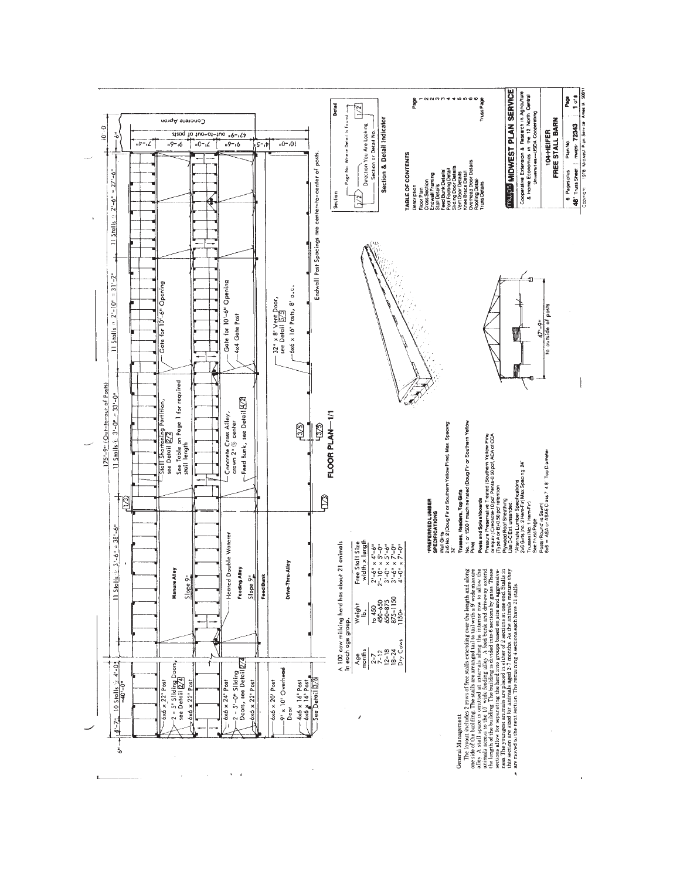# FLOOR PLAN—1/1

175'-9" (Out-to-out of Posts)

10 Stalls @ 4'-0" = 40'-0" | 11 Stalls @ 3'-6" = 38'-6" | 11 Stalls @ 3'-0" = 33'-0" | 11 Stalls @ 2'-10" = 31'-2" | 11 Stalls @ 2'-6" = 27'-6"

47'-9" out-to-out of posts

Concrete Apron

- 6x6 x 22' Post
- 2 - 5' Sliding Doors, see Detail 2/4
- 6x6 x 22' Post
- 6x6 x 24' Post
- 2 - 5'-0" Sliding Doors, see Detail 2/4
- 6x6 x 22' Post
- 6x6 x 20' Post
- 9' x 10' Overhead Door
- 4x6 x 16' Post
- 6x6 x 16' Post
- See Detail 3/6
- Manure Alley
- Slope 9"
- Heated Double Waterer
- Feeding Alley
- Slope 9"
- Feed Bunk
- Drive-Thru-Alley
- Stall Shortening Partition, see Detail 2/2
- See Table on Page 1 for required stall length
- Concrete Cross Alley, crown 2" @ center
- Feed Bunk, see Detail 4/2
- Gate for 10'-6" Opening
- Gate for 10'-6" Opening
- 4x4 Gate Post
- 32" x 8' Vent Door, see Detail 5/5
- 6x6 x 16' Posts, 8' o.c.

Endwall Post Spacings are center-to-center of posts.

A 100 cow milking herd has about 21 animals in each age group.

| Age months | Weight lb. | Free Stall Size width x length |
|---|---|---|
| 2-7 | to 450 | 2'-6" x 4'-6" |
| 7-12 | 450-650 | 2'-10" x 5'-0" |
| 12-18 | 650-875 | 3'-0" x 5'-6" |
| 18-24 | 875-1150 | 3'-6" x 7'-0" |
| Dry Cows | 1150+ | 4'-0" x 7'-0" |

## General Management

The layout includes 2 rows of free stalls extending over the length and along one side of the building. The stalls are arranged tail to tail with a 9' wide manure alley. A stall space is omitted at intervals along the interior row to allow the animals access to the 10' wide feeding alley. A feed bunk and driveway extend the length of the building. The building is divided into 6 sections by gates. These sections allow for separating the herd into groups based on size and aggressiveness. The youngest animals are placed in either of 2 sections at one end. Stalls in this section are sized for animals aged 2-7 months. As the animals mature they are moved to the next section. The remaining 4 sections each have 21 stalls.

## *PREFERRED LUMBER SPECIFICATIONS

**Wall Girts**
2x6 No. 2 (Doug Fir or Southern Yellow Pine), Max. Spacing: 32"

**Trusses, Headers, Top Girts**
No. 1 or 1500 f machine rated (Doug Fir or Southern Yellow Pine)

**Posts and Splashboards**
Pressure Preservative Treated (Southern Yellow Pine or equal) Creosote-10 pcf, Penta-0.30 pcf, ACA or CCA (Type A or B)-0.50 pcf retention

**Plywood Roof Sheathing**
Use C-C Ext. unsanded

*Alternate Lumber Specifications
2x6 Girts (No. 2 Hem-Fir) Max Spacing 24"
Trusses (No. 1 Hem-Fir)
See Truss Page
Posts (Round or Sawn)
6x6 = ASA or ASAE Class 7 4.8" Top Diameter

47'-9" to outside of posts

## Section & Detail Indicator

- Section / Detail
- Page No. Where Detail is Found
- Direction You Are Looking
- Section or Detail No.

## TABLE OF CONTENTS

| | Page |
|---|---|
| Description | 1 |
| Floor Plan | 2 |
| Cross Section | 2 |
| Endwall Framing | 3 |
| Stall Details | 3 |
| Feed Bunk Details | 4 |
| Post Footing Detail | 4 |
| Sliding Door Details | 5 |
| Vent Door Details | 5 |
| Knee Brace Detail | 5 |
| Overhead Door Details | 6 |
| Footing Detail | 6 |
| Truss Details | Truss Page |

## MWPS MIDWEST PLAN SERVICE

Cooperative Extension & Research in Agriculture & Home Economics in the 12 North Central Universities—USDA Cooperating

**104-HEIFER FREE STALL BARN**

| 6 Pages plus 48' Truss Sheet | Plan No. mwps-72343 | Page 1 of 6 |
|---|---|---|

Copyright 1978 Midwest Plan Service Ames IA 50011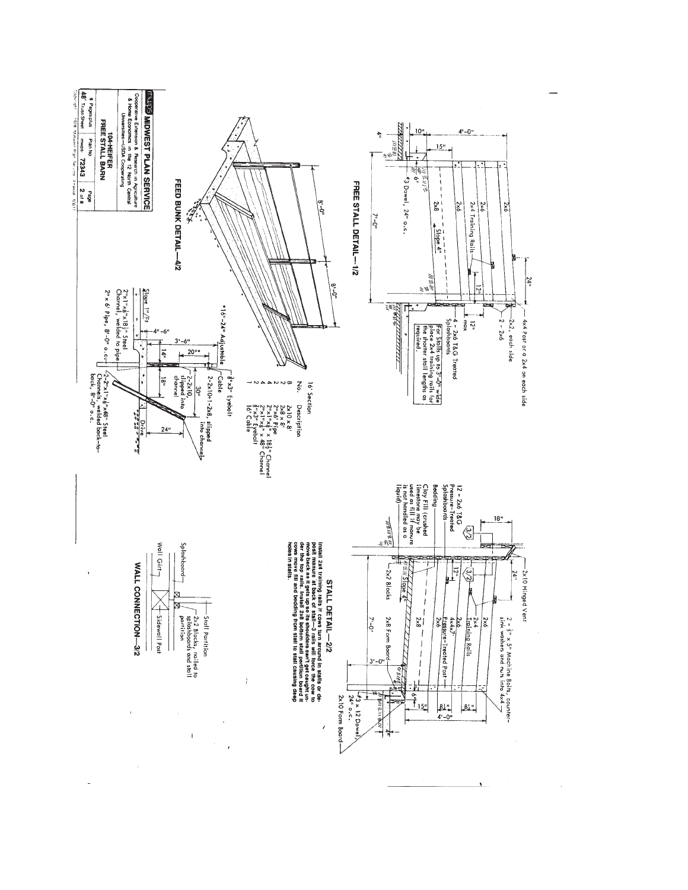## FREE STALL DETAIL—1/2

- 4x4 Post or a 2x4 on each side
- 2x2, each side
- 2 - 2x6
- 2x6
- 2x6
- 2x4 Training Rails
- 2x6
- 2x8
- Slope 4"
- #3 Dowel, 24" o.c.
- 4 - 2x6 T&G Treated Splashboards
- 12" max
- 12"
- 24"
- 4'-0"
- 10"
- 15"
- 4"
- 6"
- 7'-0"

For Stalls up to 3'-0" wide place 2x4 training rails for the shorter stall lengths as required.

## FEED BUNK DETAIL—4/2

- 8'-0"
- 8'-0"
- *16"-24" Adjustable
- 3/8"x3" Eyebolt
- Cable
- 2-2x10+1-2x8, slipped into channel
- 2-2x10, slipped into channel
- Slope 1"/Ft
- 4'-6"
- 3'-6"
- 14"
- 20"*
- 30"
- 18"
- 24"
- Drive
- 2"x1"x1/8"x18 1/2" Steel Channel, welded to pipe
- 2" x 6' Pipe, 8'-0" o.c.
- 2-2"x1"x1/8"x48" Steel Channels, welded back-to-back, 8'-0" o.c.

16' Section

| No. | Description |
|---|---|
| 8 | 2x10 x 8' |
| 2 | 2x8 x 8' |
| 2 | 2"x6' Pipe |
| 4 | 2"x1"x1/8" x 18 1/2" Channel |
| 4 | 2"x1"x1/8" x 48" Channel |
| 2 | 3/8"x3" Eyebolt |
| 1 | 16' Cable |

## STALL DETAIL—2/2

- 2x10 Hinged Vent
- 2 - 1/2" x 5" Machine Bolts, countersink washers and nuts into 4x4
- 18"
- 24"
- 2x6
- 2x4 Training Rails
- 2x6
- 4x4x7' Pressure-Treated Post
- 2x6
- 2x8
- 12"
- 12 - 2x6 T&G Pressure-Treated Splashboards
- Bedding
- Clay Fill (crushed limestone may be used as fill if manure is not handled as a liquid)
- 2x2 Blocks
- Slope 4"
- 2x8 Form Board
- 7'-0"
- 3'-0"
- 6"
- 15"
- 8 1/2"
- 8 1/2"
- 4'-0"
- #3 x 12 Dowel, 24" o.c.
- 2x10 Form Board
- 4"

**Install 2x4 training rails if cows turn around in stalls or deposit manure at back of stall—3 rails will force the cow to move back as it gets up so its shoulders can't get caught under the top rails. Install 2x8 bottom stall partition board if cows move fill and bedding from stall to stall causing deep holes in stalls.**

## WALL CONNECTION—3/2

- Stall Partition
- Splashboard
- 2x2 Blocks, nailed to splashboards and stall partition
- Wall Girt
- Sidewall Post

---

**MWPS MIDWEST PLAN SERVICE**
Cooperative Extension & Research in Agriculture & Home Economics in the 12 North Central Universities—USDA Cooperating

**104-HEIFER FREE STALL BARN**

| 6 Pages plus 48" Truss Sheet | Plan No mwps 72343 | Page 2 of 8 |
|---|---|---|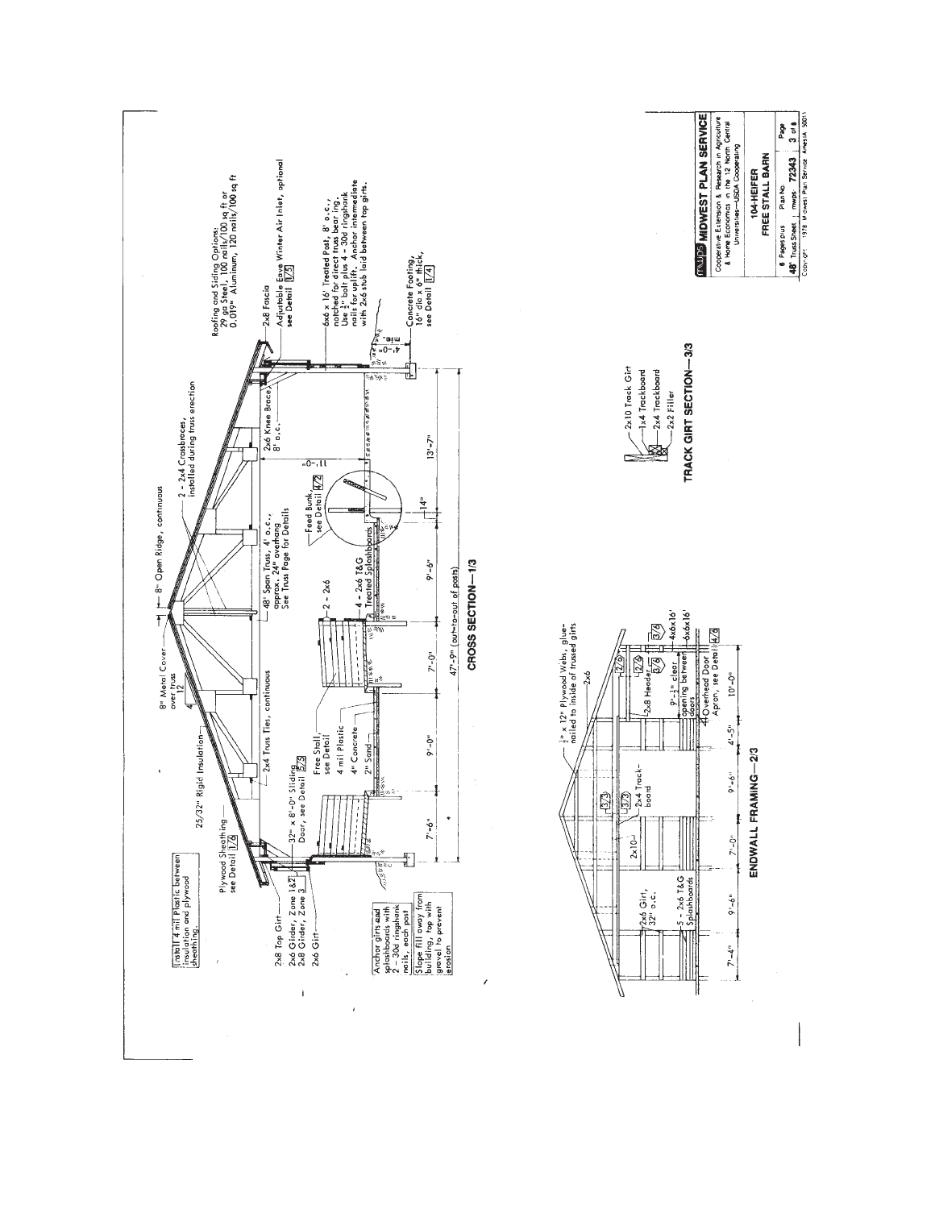## CROSS SECTION—1/3

Roofing and Siding Options: 29 ga Steel, 100 nails/100 sq ft or 0.019" Aluminum, 120 nails/100 sq ft

8" Open Ridge, continuous

8" Metal Cover over truss

4/12

2 - 2x4 Crossbraces, installed during truss erection

25/32" Rigid Insulation

Plywood Sheathing, see Detail 1/6

Install 4 mil Plastic between insulation and plywood sheathing.

2x4 Truss Ties, continuous

48' Span Truss, 4' o.c., approx. 24" overhang. See Truss Page for Details

2x8 Fascia

Adjustable Eave Winter Air Inlet, optional, see Detail 1/5

2x6 Knee Brace, 8' o.c.

2x8 Top Girt

2x6 Girder, Zone 1&2

2x8 Girder, Zone 3

2x6 Girt

32" x 8'-0" Sliding Door, see Detail 5/5

Free Stall, see Detail

4 mil Plastic

4" Concrete

2" Sand

2 - 2x6

4 - 2x6 T&G Treated Splashboards

Feed Bunk, see Detail 4/2

11'-0"

6x6 x 16' Treated Post, 8' o.c., notched for direct truss bearing. Use 1/2" bolt plus 4 - 30d ringshank nails for uplift. Anchor intermediate with 2x6 stub laid between top girts.

4'-0"

Concrete Footing, 16" dia x 6" thick, see Detail 1/4

Anchor girts and splashboards with 2 - 30d ringshank nails, each post

Slope fill away from building, top with gravel to prevent erosion

7'-6" | 9'-0" | 7'-0" | 9'-6" | 14" | 13'-7"

47'-9" (out-to-out of posts)

## ENDWALL FRAMING—2/3

1/2" x 12" Plywood Webs, glue-nailed to inside of trussed girts

2x6

2x10

2x4 Trackboard

2x6 Girt, 32" o.c.

5 - 2x6 T&G Splashboards

2x8 Header

9'-1/2" clear opening between doors

Overhead Door Apron, see Detail 4/3

4x6x16'

6x6x16'

3/3, 2/6, 3/6

7'-4" | 9'-6" | 7'-0" | 9'-6" | 4'-5" | 10'-0"

## TRACK GIRT SECTION—3/3

2x10 Track Girt

1x4 Trackboard

2x4 Trackboard

2x2 Filler

---

**MWPS MIDWEST PLAN SERVICE**

Cooperative Extension & Research in Agriculture & Home Economics in the 12 North Central Universities—USDA Cooperating

**104-HEIFER FREE STALL BARN**

6 Pages plus 48' Truss Sheet | Plan No. mwps- 72343 | Page 3 of 6

Copyright 1978 Midwest Plan Service Ames IA 50011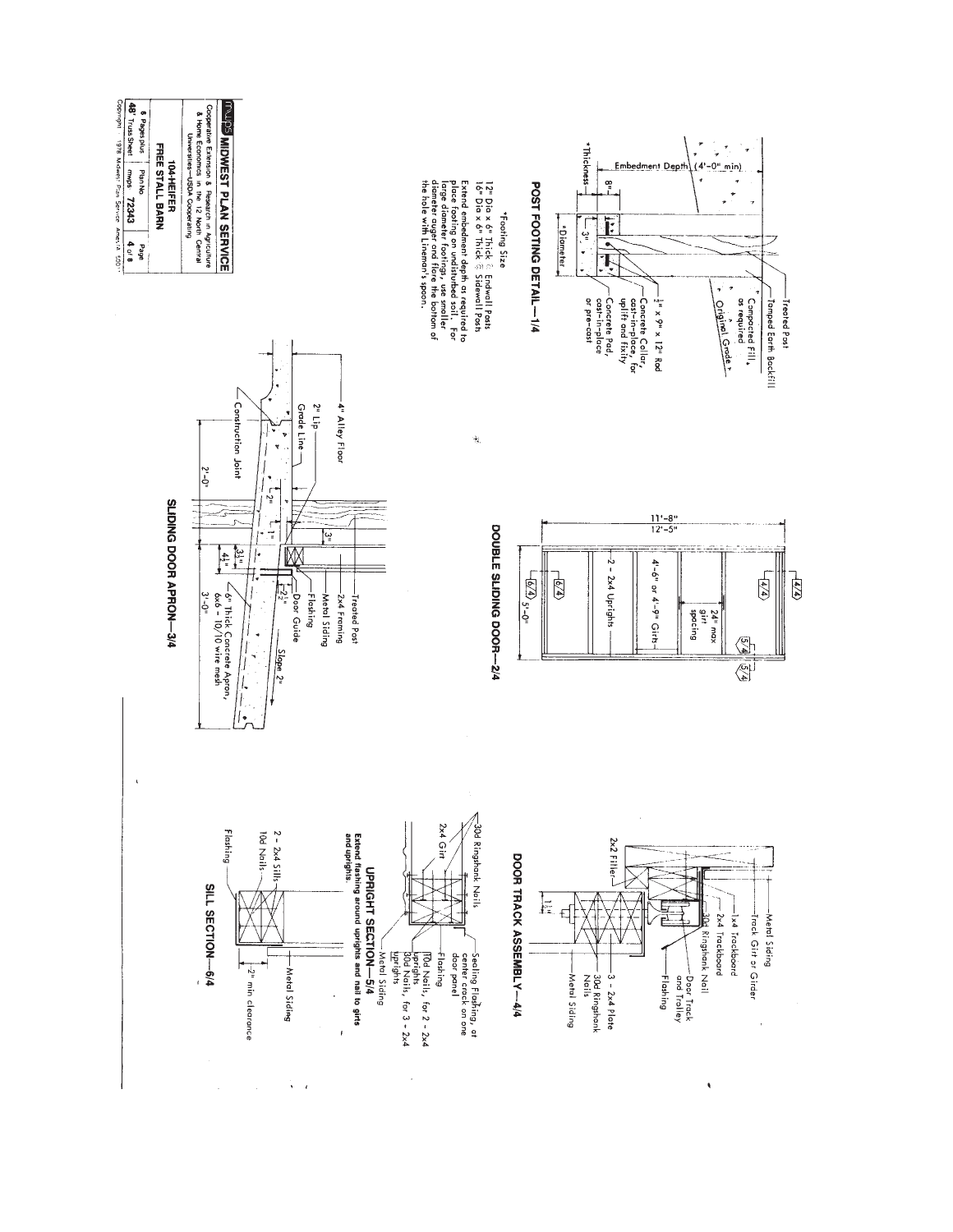## POST FOOTING DETAIL—1/4

- Treated Post
- Tamped Earth Backfill
- Compacted Fill, as required
- Original Grade
- $\frac{1}{2}$" x 9" x 12" Rod
- Concrete Collar, cast-in-place, for uplift and fixity
- Concrete Pad, cast-in-place or pre-cast
- Embedment Depth (4'-0" min)
- 8"
- 3"
- *Thickness
- *Diameter

*Footing Size
12" Dia x 6" Thick @ Endwall Posts
16" Dia x 6" Thick @ Sidewall Posts

Extend embedment depth as required to place footing on undisturbed soil. For large diameter footings, use smaller diameter auger and flare the bottom of the hole with Lineman's spoon.

## DOUBLE SLIDING DOOR—2/4

- 11'-8"
- 12'-5"
- 2 - 2x4 Uprights
- 4'-6" or 4'-9" Girts
- 24" max girt spacing
- 5'-0"
- 4/4
- 5/4
- 6/4

## SLIDING DOOR APRON—3/4

- 4" Alley Floor
- 2" Lip
- Grade Line
- Construction Joint
- 2'-0"
- 2"
- 1"
- 3"
- $3\frac{1}{2}$"
- $4\frac{1}{2}$"
- 2"
- 3'-0"
- Treated Post
- 2x4 Framing
- Metal Siding
- Flashing
- Door Guide
- Slope 2"
- 6" Thick Concrete Apron, 6x6 - 10/10 wire mesh

## DOOR TRACK ASSEMBLY—4/4

- Metal Siding
- Track Girt or Girder
- 1x4 Trackboard
- 2x4 Trackboard
- 30d Ringshank Nail
- Door Track and Trolley
- Flashing
- 2x2 Filler
- $1\frac{1}{2}$"
- 3 - 2x4 Plate
- 30d Ringshank Nails
- Metal Siding

## UPRIGHT SECTION—5/4

- 30d Ringshank Nails
- 2x4 Girt
- Sealing Flashing, at center crack on one door panel
- Flashing
- 10d Nails, for 2 - 2x4 uprights
- 30d Nails, for 3 - 2x4 uprights
- Metal Siding

Extend flashing around uprights and nail to girts

## SILL SECTION—6/4

- 2 - 2x4 Sills
- 10d Nails
- Flashing
- Metal Siding
- 2" min clearance

---

**MWPS MIDWEST PLAN SERVICE**
Cooperative Extension & Research in Agriculture & Home Economics in the 12 North Central Universities—USDA Cooperating

**104-HEIFER FREE STALL BARN**

| 6 Pages plus 48' Truss Sheet | Plan No mwps 72343 | Page 4 of 8 |
|---|---|---|

Copyright 1978 Midwest Plan Service, Ames, IA 50011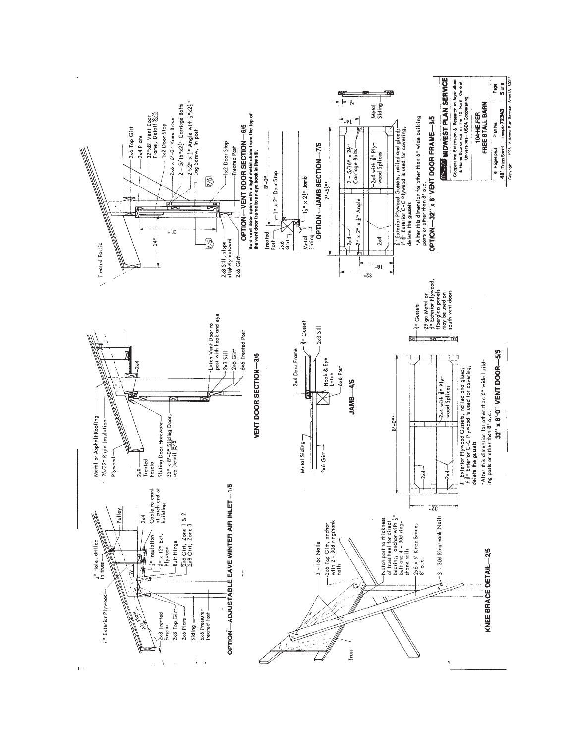## OPTION—ADJUSTABLE EAVE WINTER AIR INLET—1/5

3/8" Exterior Plywood
1/2" Hole, drilled in truss
Pulley
Air Flow
2x8 Treated Fascia
2x8 Top Girt
2x6 Plate
Siding
6x6 Pressure-treated Post
1/2" Insulation
1/4" x 12" Ext. Plywood
Butt Hinge
2x6 Girt, Zone 1 & 2
2x8 Girt, Zone 3
2x4
Cable to crank at each end of building
6"

## VENT DOOR SECTION—3/5

Metal or Asphalt Roofing
25/32" Rigid Insulation
Plywood
2x8 Treated Fascia
Sliding Door Hardware
32" x 8'-0" Sliding Door, see Detail 5/5
2x4
Latch Vent Door to post with hook and eye
2x3 Sill
2x6 Girt
6x6 Treated Post

## OPTION—VENT DOOR SECTION—6/5

Treated Fascia
2x6 Top Girt
2x4 Plate
32"x8' Vent Door Frame, Detail 8/5
1x2 Door Stop
2x6 x 6'-0" Knee Brace
2 - 5/16"x2 1/2" Carriage Bolts
2"x2" x 1/4" Angle with 1/2"x2 1/2" Lag Screw, in post
1x2 Door Stop
Treated Post
2x8 Sill, slope slightly outward
2x6 Girt
24"
31"

Hold vent door open with a light metal chain from the top of the vent door frame to an eye hook in the sill.

## KNEE BRACE DETAIL—2/5

3 - 16d Nails
2x6 Top Girt, anchor with 2 - 30d ringshank nails
Notch post to thickness of truss heel for direct bearing; anchor with 1/2" bolt and 4 - 30d ring-shank nails
2x6 x 6' Knee Brace, 8' o.c.
3 - 30d Ringshank Nails
Truss

## JAMB—4/5

Metal Siding
2x6 Girt
2x4 Door Frame
3/8" Gusset
2x3 Sill
Hook & Eye Latch
6x6 Post

## OPTION—JAMB SECTION—7/5

Treated Post
2x6 Girt
Metal Siding
8'-0"
1" x 2" Door Stop
1 1/2" x 2 1/2" Jamb

## 32" x 8'-0" VENT DOOR—5/5

8'-0"*
32"
2x4
2x4 with 3/8" Plywood Splices
3/8" Gussets
29 ga Metal or 3/8" Exterior Plywood, fiberglass panels may be used on south vent doors

3/8" Exterior Plywood Gussets, nailed and glued; if 3/8" Exterior C-C Plywood is used for covering, delete the gussets

*Alter this dimension for other than 6" wide building posts or other than 8' o.c.

## OPTION—32" x 8' VENT DOOR FRAME—8/5

7'-5 1/2"*
32"
18"
14"
2"
2x4
2" x 2" x 1/4" Angle
2 - 5/16" x 2 1/2" Carriage Bolts
2x4 with 3/8" Plywood Splices
Metal Siding

3/8" Exterior Plywood Gussets, nailed and glued; if 3/8" Exterior C-C Plywood is used for covering, delete the gussets

*Alter this dimension for other than 6" wide building posts or other than 8' o.c.

---

**MWPS MIDWEST PLAN SERVICE**

Cooperative Extension & Research in Agriculture & Home Economics in the 12 North Central Universities—USDA Cooperating

**104-HEIFER FREE STALL BARN**

| 8 Pages plus 48" Truss Sheet | Plan No. mwps-72343 | Page 5 of 8 |
|---|---|---|

Copyright 1978 Midwest Plan Service Ames IA 50011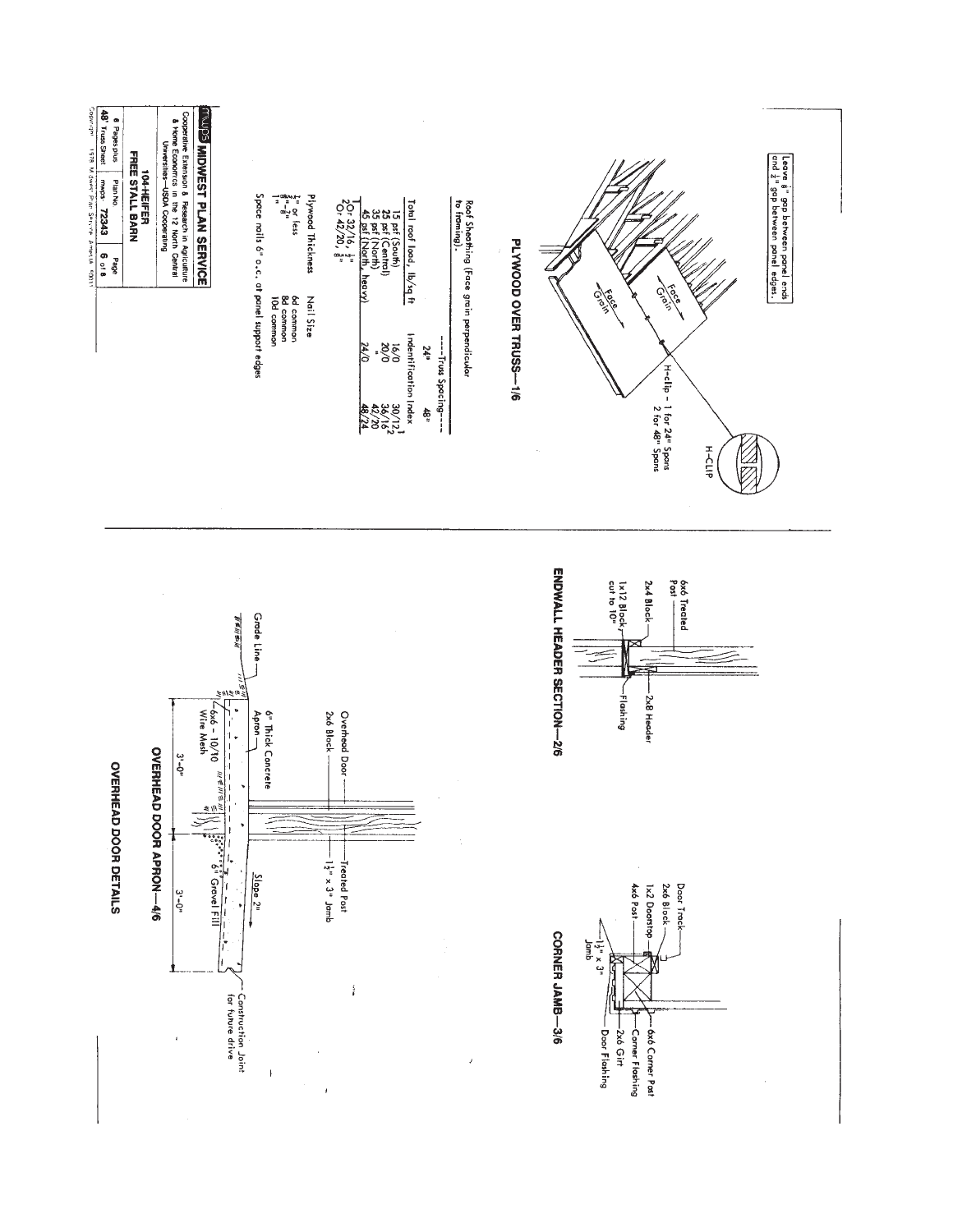## PLYWOOD OVER TRUSS—1/6

Leave 1/8" gap between panel ends and 1/4" gap between panel edges.

Face Grain

Face Grain

H-clip - 1 for 24" Spans, 2 for 48" Spans

H-CLIP

Roof Sheathing (Face grain perpendicular to framing).

| Total roof load, lb/sq ft | Truss Spacing 24" | Truss Spacing 48" |
|---|---|---|
| | Indentification Index | |
| 15 psf (South) | 16/0 | 30/12[1] |
| 25 psf (Central) | 20/0 | 36/16[2] |
| 35 psf (North) | " | 42/20 |
| 45 psf (North, heavy) | 24/0 | 48/24 |

[1] Or 32/16, 1/2"
[2] Or 42/20, 5/8"

| Plywood Thickness | Nail Size |
|---|---|
| 1/2" or less | 6d common |
| 5/8"–7/8" | 8d common |
| 1" | 10d common |

Space nails 6" o.c. at panel support edges

## ENDWALL HEADER SECTION—2/6

6x6 Treated Post

2x4 Block

1x12 Block cut to 10"

2x8 Header

Flashing

## CORNER JAMB—3/6

Door Track

2x6 Block

1x2 Doorstop

4x6 Post

1 1/2" x 3" Jamb

6x6 Corner Post

Corner Flashing

2x6 Girt

Door Flashing

## OVERHEAD DOOR APRON—4/6

Overhead Door

2x6 Block

6" Thick Concrete Apron

Grade Line

6x6 - 10/10 Wire Mesh

Treated Post

1 1/2" x 3" Jamb

6" Gravel Fill

Slope 2"

3'-0"

3'-0"

Construction Joint for future drive

## OVERHEAD DOOR DETAILS

**MWPS MIDWEST PLAN SERVICE**

Cooperative Extension & Research in Agriculture & Home Economics in the 12 North Central Universities—USDA Cooperating

104-HEIFER FREE STALL BARN

| 6 Pages plus 48' Truss Sheet | Plan No mwps 72343 | Page 6 of 8 |
|---|---|---|

Copyright 1978 Midwest Plan Service Ames IA 50011